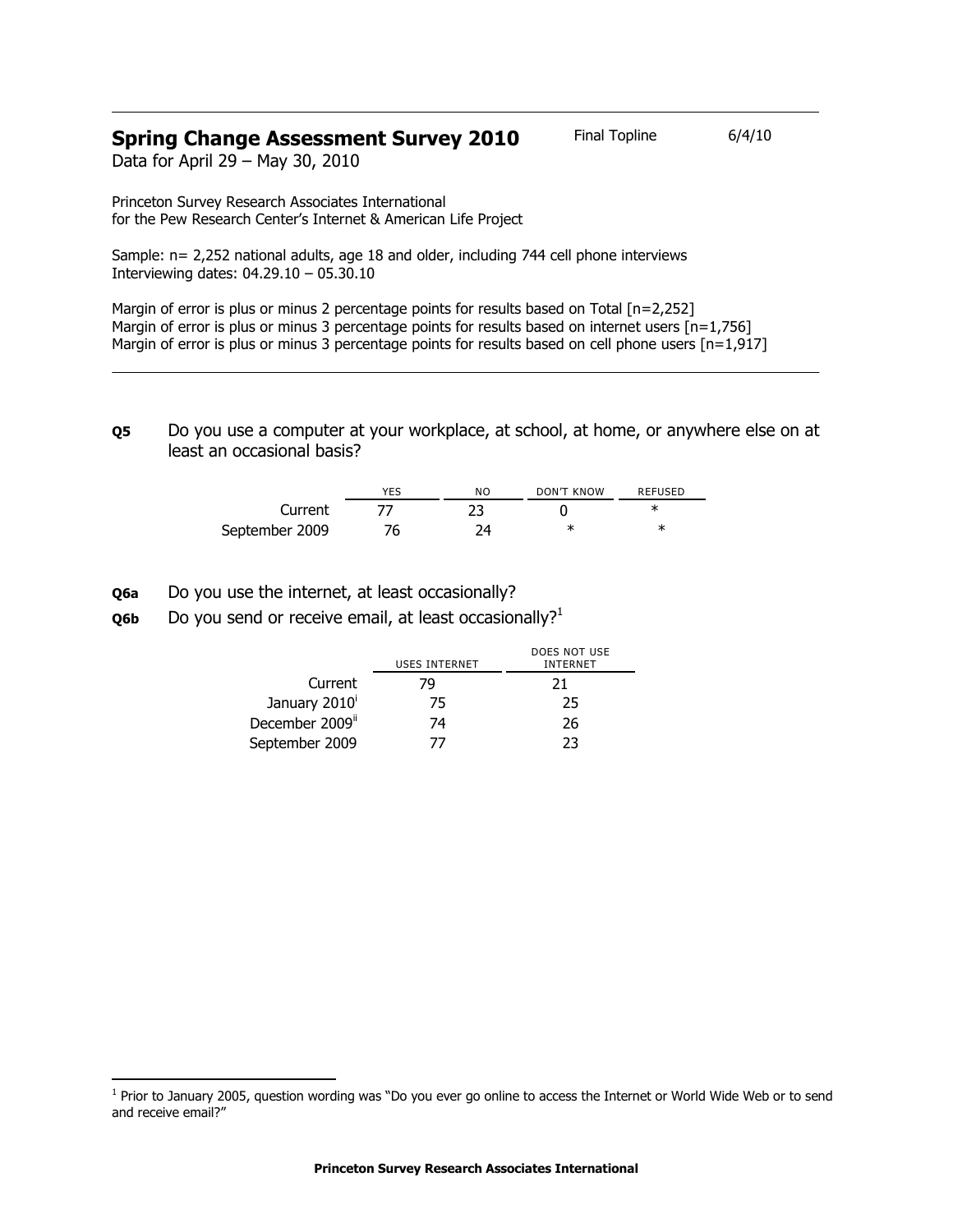## Spring Change Assessment Survey 2010

Final Topline 6/4/10

Data for April 29 – May 30, 2010

Princeton Survey Research Associates International
for the Pew Research Center's Internet & American Life Project

Sample: n= 2,252 national adults, age 18 and older, including 744 cell phone interviews
Interviewing dates: 04.29.10 – 05.30.10

Margin of error is plus or minus 2 percentage points for results based on Total [n=2,252]
Margin of error is plus or minus 3 percentage points for results based on internet users [n=1,756]
Margin of error is plus or minus 3 percentage points for results based on cell phone users [n=1,917]

---

**Q5** Do you use a computer at your workplace, at school, at home, or anywhere else on at least an occasional basis?

| | YES | NO | DON'T KNOW | REFUSED |
|---|---|---|---|---|
| Current | 77 | 23 | 0 | * |
| September 2009 | 76 | 24 | * | * |

**Q6a** Do you use the internet, at least occasionally?

**Q6b** Do you send or receive email, at least occasionally?[1]

| | USES INTERNET | DOES NOT USE INTERNET |
|---|---|---|
| Current | 79 | 21 |
| January 2010[i] | 75 | 25 |
| December 2009[ii] | 74 | 26 |
| September 2009 | 77 | 23 |

[1] Prior to January 2005, question wording was "Do you ever go online to access the Internet or World Wide Web or to send and receive email?"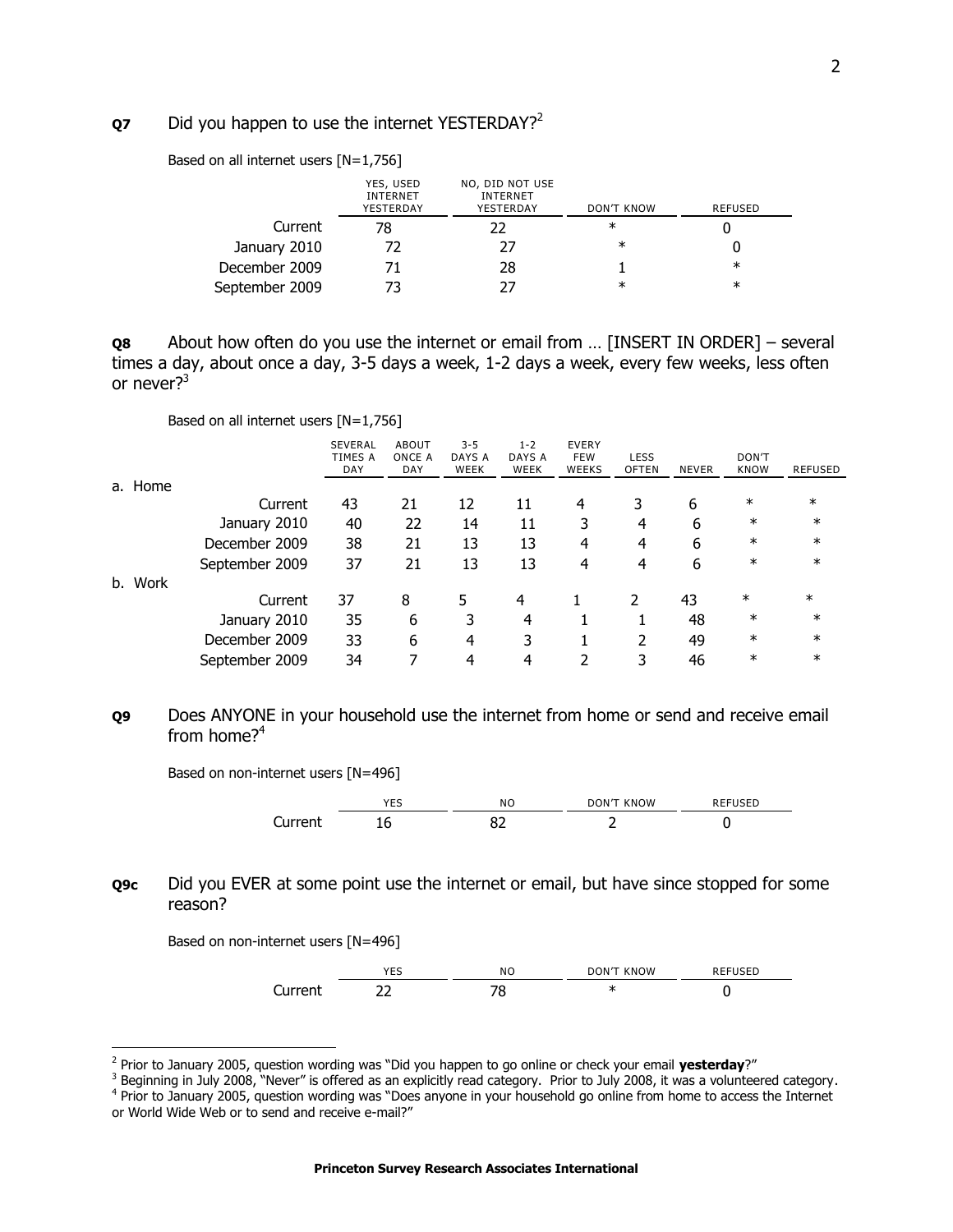**Q7** Did you happen to use the internet YESTERDAY?[2]

Based on all internet users [N=1,756]

| | YES, USED INTERNET YESTERDAY | NO, DID NOT USE INTERNET YESTERDAY | DON'T KNOW | REFUSED |
|---|---|---|---|---|
| Current | 78 | 22 | * | 0 |
| January 2010 | 72 | 27 | * | 0 |
| December 2009 | 71 | 28 | 1 | * |
| September 2009 | 73 | 27 | * | * |

**Q8** About how often do you use the internet or email from … [INSERT IN ORDER] – several times a day, about once a day, 3-5 days a week, 1-2 days a week, every few weeks, less often or never?[3]

Based on all internet users [N=1,756]

| | SEVERAL TIMES A DAY | ABOUT ONCE A DAY | 3-5 DAYS A WEEK | 1-2 DAYS A WEEK | EVERY FEW WEEKS | LESS OFTEN | NEVER | DON'T KNOW | REFUSED |
|---|---|---|---|---|---|---|---|---|---|
| a. Home | | | | | | | | | |
| Current | 43 | 21 | 12 | 11 | 4 | 3 | 6 | * | * |
| January 2010 | 40 | 22 | 14 | 11 | 3 | 4 | 6 | * | * |
| December 2009 | 38 | 21 | 13 | 13 | 4 | 4 | 6 | * | * |
| September 2009 | 37 | 21 | 13 | 13 | 4 | 4 | 6 | * | * |
| b. Work | | | | | | | | | |
| Current | 37 | 8 | 5 | 4 | 1 | 2 | 43 | * | * |
| January 2010 | 35 | 6 | 3 | 4 | 1 | 1 | 48 | * | * |
| December 2009 | 33 | 6 | 4 | 3 | 1 | 2 | 49 | * | * |
| September 2009 | 34 | 7 | 4 | 4 | 2 | 3 | 46 | * | * |

**Q9** Does ANYONE in your household use the internet from home or send and receive email from home?[4]

Based on non-internet users [N=496]

| | YES | NO | DON'T KNOW | REFUSED |
|---|---|---|---|---|
| Current | 16 | 82 | 2 | 0 |

**Q9c** Did you EVER at some point use the internet or email, but have since stopped for some reason?

Based on non-internet users [N=496]

| | YES | NO | DON'T KNOW | REFUSED |
|---|---|---|---|---|
| Current | 22 | 78 | * | 0 |

[2] Prior to January 2005, question wording was "Did you happen to go online or check your email **yesterday**?"

[3] Beginning in July 2008, "Never" is offered as an explicitly read category. Prior to July 2008, it was a volunteered category.

[4] Prior to January 2005, question wording was "Does anyone in your household go online from home to access the Internet or World Wide Web or to send and receive e-mail?"

**Princeton Survey Research Associates International**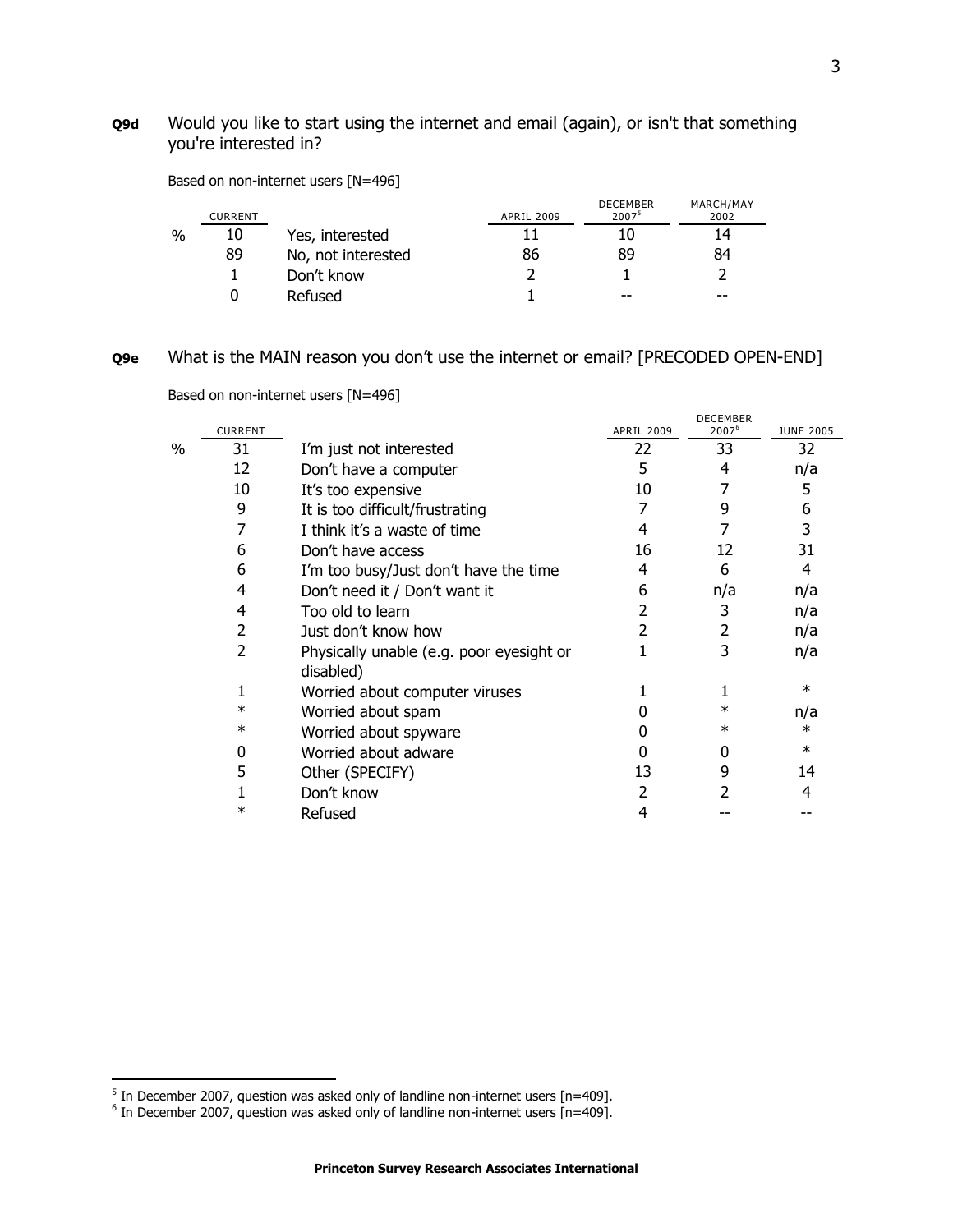**Q9d** Would you like to start using the internet and email (again), or isn't that something you're interested in?

Based on non-internet users [N=496]

| | CURRENT | | APRIL 2009 | DECEMBER 2007[5] | MARCH/MAY 2002 |
|---|---|---|---|---|---|
| % | 10 | Yes, interested | 11 | 10 | 14 |
| | 89 | No, not interested | 86 | 89 | 84 |
| | 1 | Don't know | 2 | 1 | 2 |
| | 0 | Refused | 1 | -- | -- |

**Q9e** What is the MAIN reason you don't use the internet or email? [PRECODED OPEN-END]

Based on non-internet users [N=496]

| | CURRENT | | APRIL 2009 | DECEMBER 2007[6] | JUNE 2005 |
|---|---|---|---|---|---|
| % | 31 | I'm just not interested | 22 | 33 | 32 |
| | 12 | Don't have a computer | 5 | 4 | n/a |
| | 10 | It's too expensive | 10 | 7 | 5 |
| | 9 | It is too difficult/frustrating | 7 | 9 | 6 |
| | 7 | I think it's a waste of time | 4 | 7 | 3 |
| | 6 | Don't have access | 16 | 12 | 31 |
| | 6 | I'm too busy/Just don't have the time | 4 | 6 | 4 |
| | 4 | Don't need it / Don't want it | 6 | n/a | n/a |
| | 4 | Too old to learn | 2 | 3 | n/a |
| | 2 | Just don't know how | 2 | 2 | n/a |
| | 2 | Physically unable (e.g. poor eyesight or disabled) | 1 | 3 | n/a |
| | 1 | Worried about computer viruses | 1 | 1 | * |
| | * | Worried about spam | 0 | * | n/a |
| | * | Worried about spyware | 0 | * | * |
| | 0 | Worried about adware | 0 | 0 | * |
| | 5 | Other (SPECIFY) | 13 | 9 | 14 |
| | 1 | Don't know | 2 | 2 | 4 |
| | * | Refused | 4 | -- | -- |

[5] In December 2007, question was asked only of landline non-internet users [n=409].

[6] In December 2007, question was asked only of landline non-internet users [n=409].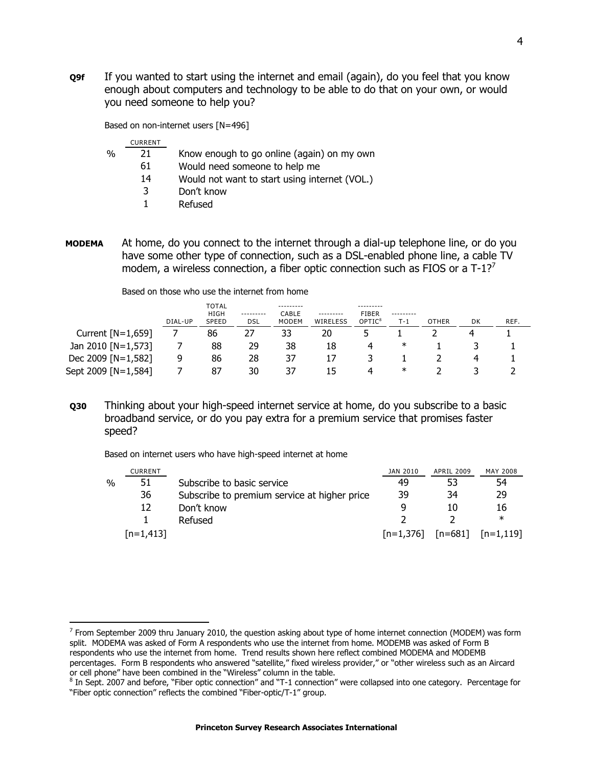**Q9f** If you wanted to start using the internet and email (again), do you feel that you know enough about computers and technology to be able to do that on your own, or would you need someone to help you?

Based on non-internet users [N=496]

| | CURRENT | |
|---|---|---|
| % | 21 | Know enough to go online (again) on my own |
| | 61 | Would need someone to help me |
| | 14 | Would not want to start using internet (VOL.) |
| | 3 | Don't know |
| | 1 | Refused |

**MODEMA** At home, do you connect to the internet through a dial-up telephone line, or do you have some other type of connection, such as a DSL-enabled phone line, a cable TV modem, a wireless connection, a fiber optic connection such as FIOS or a T-1?[7]

Based on those who use the internet from home

| | DIAL-UP | TOTAL HIGH SPEED | DSL | CABLE MODEM | WIRELESS | FIBER OPTIC[8] | T-1 | OTHER | DK | REF. |
|---|---|---|---|---|---|---|---|---|---|---|
| Current [N=1,659] | 7 | 86 | 27 | 33 | 20 | 5 | 1 | 2 | 4 | 1 |
| Jan 2010 [N=1,573] | 7 | 88 | 29 | 38 | 18 | 4 | * | 1 | 3 | 1 |
| Dec 2009 [N=1,582] | 9 | 86 | 28 | 37 | 17 | 3 | 1 | 2 | 4 | 1 |
| Sept 2009 [N=1,584] | 7 | 87 | 30 | 37 | 15 | 4 | * | 2 | 3 | 2 |

**Q30** Thinking about your high-speed internet service at home, do you subscribe to a basic broadband service, or do you pay extra for a premium service that promises faster speed?

Based on internet users who have high-speed internet at home

| | CURRENT | | JAN 2010 | APRIL 2009 | MAY 2008 |
|---|---|---|---|---|---|
| % | 51 | Subscribe to basic service | 49 | 53 | 54 |
| | 36 | Subscribe to premium service at higher price | 39 | 34 | 29 |
| | 12 | Don't know | 9 | 10 | 16 |
| | 1 | Refused | 2 | 2 | * |
| | [n=1,413] | | [n=1,376] | [n=681] | [n=1,119] |

---

[7] From September 2009 thru January 2010, the question asking about type of home internet connection (MODEM) was form split. MODEMA was asked of Form A respondents who use the internet from home. MODEMB was asked of Form B respondents who use the internet from home. Trend results shown here reflect combined MODEMA and MODEMB percentages. Form B respondents who answered "satellite," fixed wireless provider," or "other wireless such as an Aircard or cell phone" have been combined in the "Wireless" column in the table.

[8] In Sept. 2007 and before, "Fiber optic connection" and "T-1 connection" were collapsed into one category. Percentage for "Fiber optic connection" reflects the combined "Fiber-optic/T-1" group.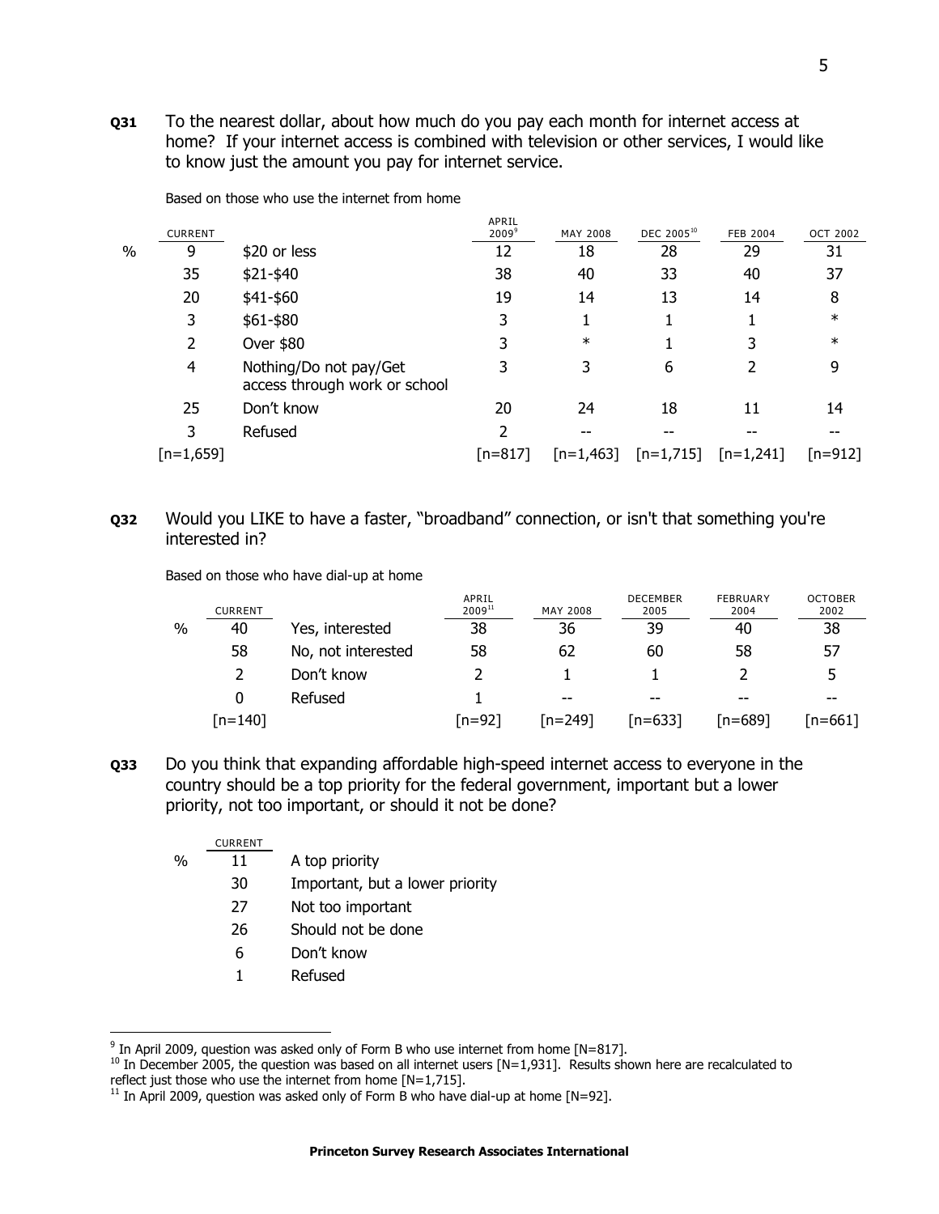**Q31** To the nearest dollar, about how much do you pay each month for internet access at home? If your internet access is combined with television or other services, I would like to know just the amount you pay for internet service.

Based on those who use the internet from home

| | CURRENT | | APRIL 2009[9] | MAY 2008 | DEC 2005[10] | FEB 2004 | OCT 2002 |
|---|---|---|---|---|---|---|---|
| % | 9 | $20 or less | 12 | 18 | 28 | 29 | 31 |
| | 35 | $21-$40 | 38 | 40 | 33 | 40 | 37 |
| | 20 | $41-$60 | 19 | 14 | 13 | 14 | 8 |
| | 3 | $61-$80 | 3 | 1 | 1 | 1 | * |
| | 2 | Over $80 | 3 | * | 1 | 3 | * |
| | 4 | Nothing/Do not pay/Get access through work or school | 3 | 3 | 6 | 2 | 9 |
| | 25 | Don't know | 20 | 24 | 18 | 11 | 14 |
| | 3 | Refused | 2 | -- | -- | -- | -- |
| | [n=1,659] | | [n=817] | [n=1,463] | [n=1,715] | [n=1,241] | [n=912] |

**Q32** Would you LIKE to have a faster, "broadband" connection, or isn't that something you're interested in?

Based on those who have dial-up at home

| | CURRENT | | APRIL 2009[11] | MAY 2008 | DECEMBER 2005 | FEBRUARY 2004 | OCTOBER 2002 |
|---|---|---|---|---|---|---|---|
| % | 40 | Yes, interested | 38 | 36 | 39 | 40 | 38 |
| | 58 | No, not interested | 58 | 62 | 60 | 58 | 57 |
| | 2 | Don't know | 2 | 1 | 1 | 2 | 5 |
| | 0 | Refused | 1 | -- | -- | -- | -- |
| | [n=140] | | [n=92] | [n=249] | [n=633] | [n=689] | [n=661] |

**Q33** Do you think that expanding affordable high-speed internet access to everyone in the country should be a top priority for the federal government, important but a lower priority, not too important, or should it not be done?

| | CURRENT | |
|---|---|---|
| % | 11 | A top priority |
| | 30 | Important, but a lower priority |
| | 27 | Not too important |
| | 26 | Should not be done |
| | 6 | Don't know |
| | 1 | Refused |

---

[9] In April 2009, question was asked only of Form B who use internet from home [N=817].

[10] In December 2005, the question was based on all internet users [N=1,931]. Results shown here are recalculated to reflect just those who use the internet from home [N=1,715].

[11] In April 2009, question was asked only of Form B who have dial-up at home [N=92].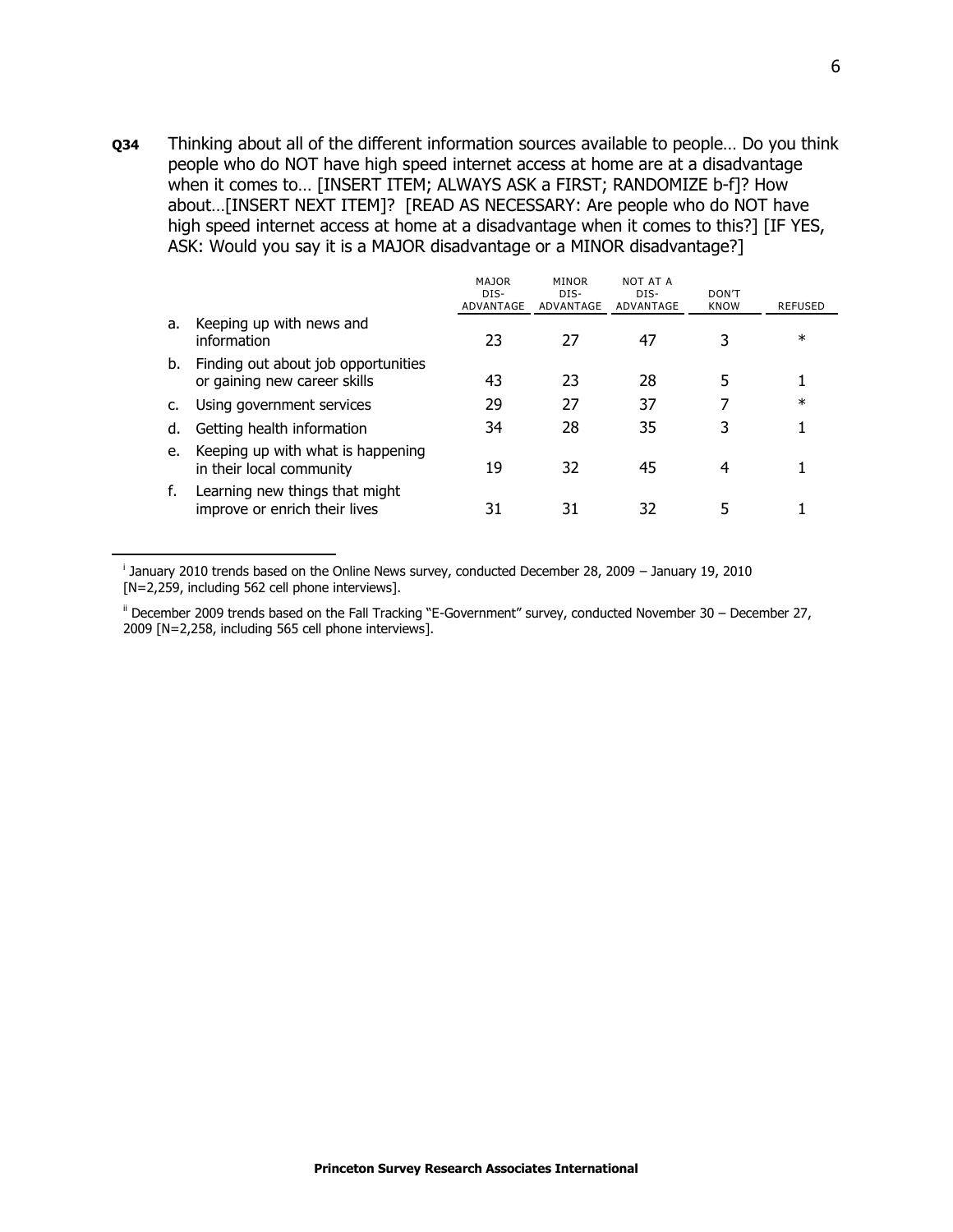**Q34** Thinking about all of the different information sources available to people… Do you think people who do NOT have high speed internet access at home are at a disadvantage when it comes to… [INSERT ITEM; ALWAYS ASK a FIRST; RANDOMIZE b-f]? How about…[INSERT NEXT ITEM]? [READ AS NECESSARY: Are people who do NOT have high speed internet access at home at a disadvantage when it comes to this?] [IF YES, ASK: Would you say it is a MAJOR disadvantage or a MINOR disadvantage?]

| | MAJOR DIS-ADVANTAGE | MINOR DIS-ADVANTAGE | NOT AT A DIS-ADVANTAGE | DON'T KNOW | REFUSED |
|---|---|---|---|---|---|
| a. Keeping up with news and information | 23 | 27 | 47 | 3 | * |
| b. Finding out about job opportunities or gaining new career skills | 43 | 23 | 28 | 5 | 1 |
| c. Using government services | 29 | 27 | 37 | 7 | * |
| d. Getting health information | 34 | 28 | 35 | 3 | 1 |
| e. Keeping up with what is happening in their local community | 19 | 32 | 45 | 4 | 1 |
| f. Learning new things that might improve or enrich their lives | 31 | 31 | 32 | 5 | 1 |

---

[i] January 2010 trends based on the Online News survey, conducted December 28, 2009 – January 19, 2010 [N=2,259, including 562 cell phone interviews].

[ii] December 2009 trends based on the Fall Tracking "E-Government" survey, conducted November 30 – December 27, 2009 [N=2,258, including 565 cell phone interviews].

**Princeton Survey Research Associates International**